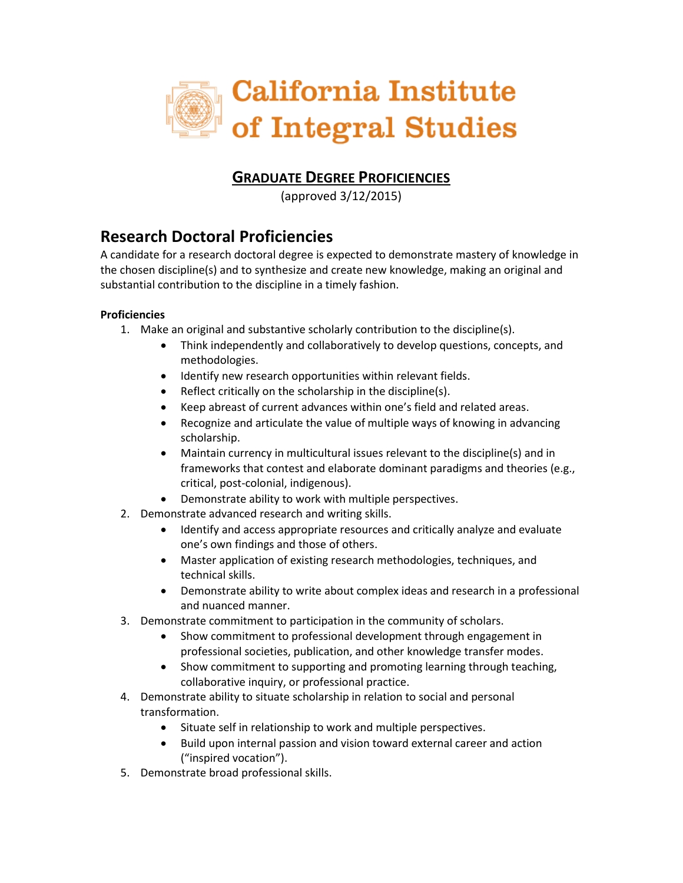# California Institute of Integral Studies

## GRADUATE DEGREE PROFICIENCIES

(approved 3/12/2015)

## Research Doctoral Proficiencies

A candidate for a research doctoral degree is expected to demonstrate mastery of knowledge in the chosen discipline(s) and to synthesize and create new knowledge, making an original and substantial contribution to the discipline in a timely fashion.

**Proficiencies**

1. Make an original and substantive scholarly contribution to the discipline(s).
   - Think independently and collaboratively to develop questions, concepts, and methodologies.
   - Identify new research opportunities within relevant fields.
   - Reflect critically on the scholarship in the discipline(s).
   - Keep abreast of current advances within one's field and related areas.
   - Recognize and articulate the value of multiple ways of knowing in advancing scholarship.
   - Maintain currency in multicultural issues relevant to the discipline(s) and in frameworks that contest and elaborate dominant paradigms and theories (e.g., critical, post-colonial, indigenous).
   - Demonstrate ability to work with multiple perspectives.
2. Demonstrate advanced research and writing skills.
   - Identify and access appropriate resources and critically analyze and evaluate one's own findings and those of others.
   - Master application of existing research methodologies, techniques, and technical skills.
   - Demonstrate ability to write about complex ideas and research in a professional and nuanced manner.
3. Demonstrate commitment to participation in the community of scholars.
   - Show commitment to professional development through engagement in professional societies, publication, and other knowledge transfer modes.
   - Show commitment to supporting and promoting learning through teaching, collaborative inquiry, or professional practice.
4. Demonstrate ability to situate scholarship in relation to social and personal transformation.
   - Situate self in relationship to work and multiple perspectives.
   - Build upon internal passion and vision toward external career and action ("inspired vocation").
5. Demonstrate broad professional skills.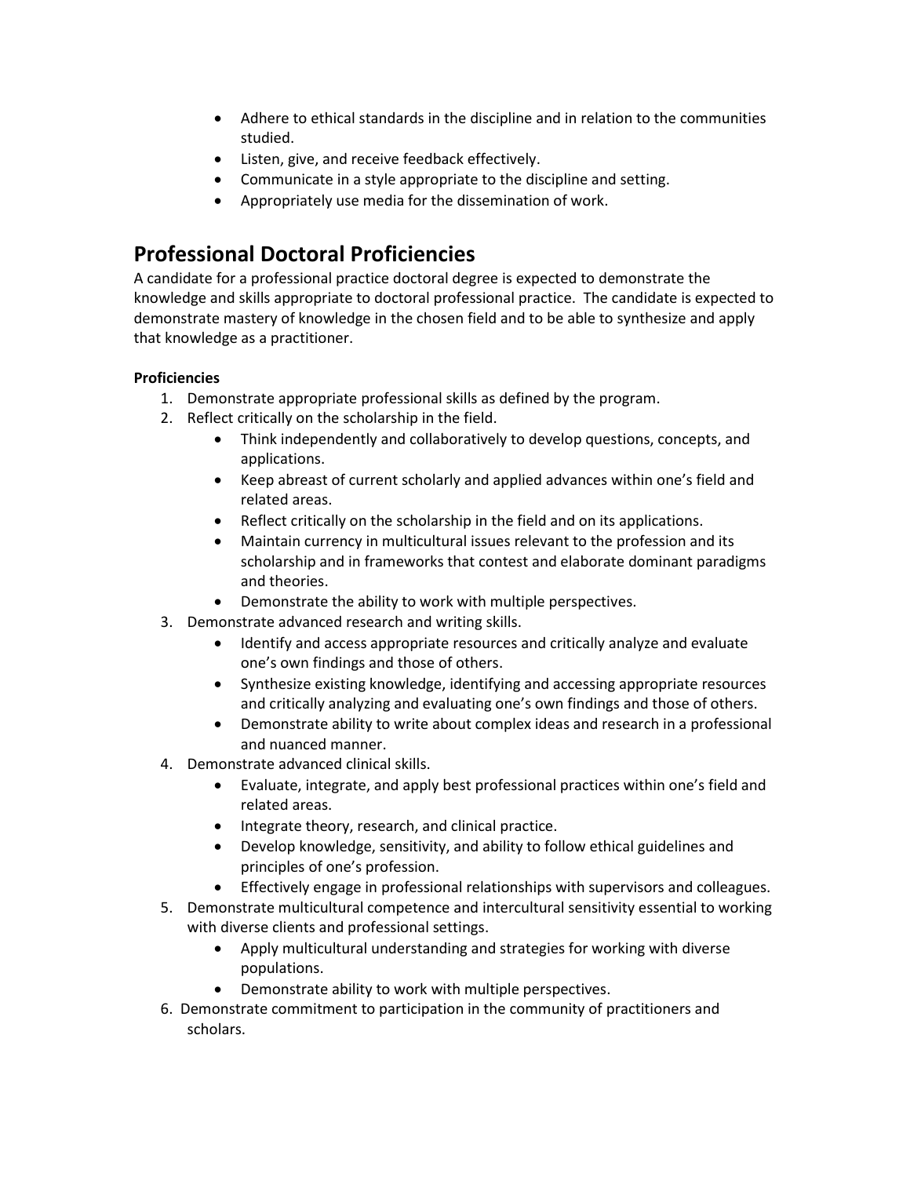- Adhere to ethical standards in the discipline and in relation to the communities studied.
- Listen, give, and receive feedback effectively.
- Communicate in a style appropriate to the discipline and setting.
- Appropriately use media for the dissemination of work.

## Professional Doctoral Proficiencies

A candidate for a professional practice doctoral degree is expected to demonstrate the knowledge and skills appropriate to doctoral professional practice. The candidate is expected to demonstrate mastery of knowledge in the chosen field and to be able to synthesize and apply that knowledge as a practitioner.

**Proficiencies**

1. Demonstrate appropriate professional skills as defined by the program.
2. Reflect critically on the scholarship in the field.
   - Think independently and collaboratively to develop questions, concepts, and applications.
   - Keep abreast of current scholarly and applied advances within one's field and related areas.
   - Reflect critically on the scholarship in the field and on its applications.
   - Maintain currency in multicultural issues relevant to the profession and its scholarship and in frameworks that contest and elaborate dominant paradigms and theories.
   - Demonstrate the ability to work with multiple perspectives.
3. Demonstrate advanced research and writing skills.
   - Identify and access appropriate resources and critically analyze and evaluate one's own findings and those of others.
   - Synthesize existing knowledge, identifying and accessing appropriate resources and critically analyzing and evaluating one's own findings and those of others.
   - Demonstrate ability to write about complex ideas and research in a professional and nuanced manner.
4. Demonstrate advanced clinical skills.
   - Evaluate, integrate, and apply best professional practices within one's field and related areas.
   - Integrate theory, research, and clinical practice.
   - Develop knowledge, sensitivity, and ability to follow ethical guidelines and principles of one's profession.
   - Effectively engage in professional relationships with supervisors and colleagues.
5. Demonstrate multicultural competence and intercultural sensitivity essential to working with diverse clients and professional settings.
   - Apply multicultural understanding and strategies for working with diverse populations.
   - Demonstrate ability to work with multiple perspectives.
6. Demonstrate commitment to participation in the community of practitioners and scholars.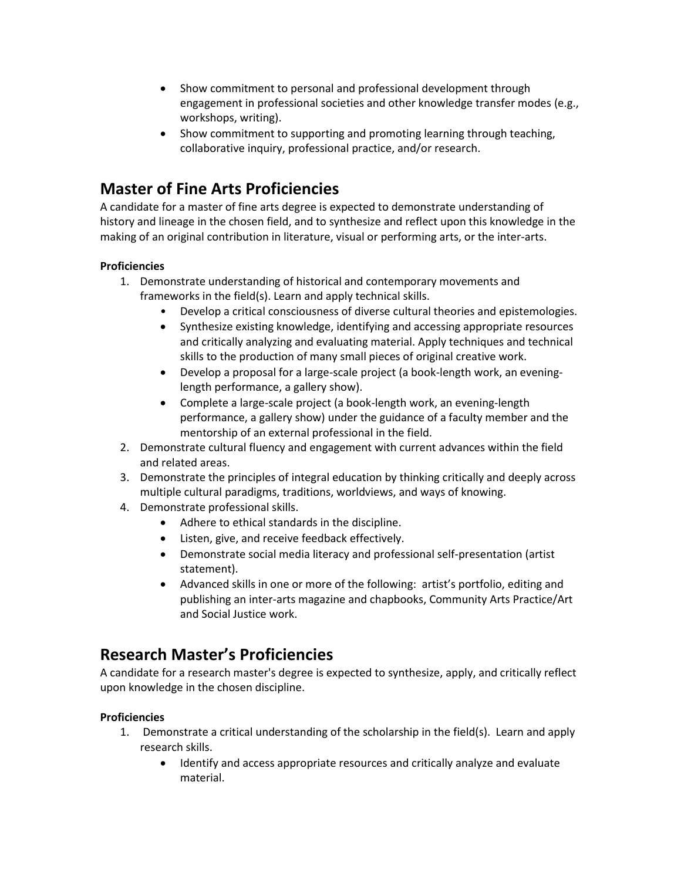- Show commitment to personal and professional development through engagement in professional societies and other knowledge transfer modes (e.g., workshops, writing).
- Show commitment to supporting and promoting learning through teaching, collaborative inquiry, professional practice, and/or research.

## Master of Fine Arts Proficiencies

A candidate for a master of fine arts degree is expected to demonstrate understanding of history and lineage in the chosen field, and to synthesize and reflect upon this knowledge in the making of an original contribution in literature, visual or performing arts, or the inter-arts.

**Proficiencies**

1. Demonstrate understanding of historical and contemporary movements and frameworks in the field(s). Learn and apply technical skills.
   - Develop a critical consciousness of diverse cultural theories and epistemologies.
   - Synthesize existing knowledge, identifying and accessing appropriate resources and critically analyzing and evaluating material. Apply techniques and technical skills to the production of many small pieces of original creative work.
   - Develop a proposal for a large-scale project (a book-length work, an evening-length performance, a gallery show).
   - Complete a large-scale project (a book-length work, an evening-length performance, a gallery show) under the guidance of a faculty member and the mentorship of an external professional in the field.
2. Demonstrate cultural fluency and engagement with current advances within the field and related areas.
3. Demonstrate the principles of integral education by thinking critically and deeply across multiple cultural paradigms, traditions, worldviews, and ways of knowing.
4. Demonstrate professional skills.
   - Adhere to ethical standards in the discipline.
   - Listen, give, and receive feedback effectively.
   - Demonstrate social media literacy and professional self-presentation (artist statement).
   - Advanced skills in one or more of the following: artist's portfolio, editing and publishing an inter-arts magazine and chapbooks, Community Arts Practice/Art and Social Justice work.

## Research Master's Proficiencies

A candidate for a research master's degree is expected to synthesize, apply, and critically reflect upon knowledge in the chosen discipline.

**Proficiencies**

1. Demonstrate a critical understanding of the scholarship in the field(s). Learn and apply research skills.
   - Identify and access appropriate resources and critically analyze and evaluate material.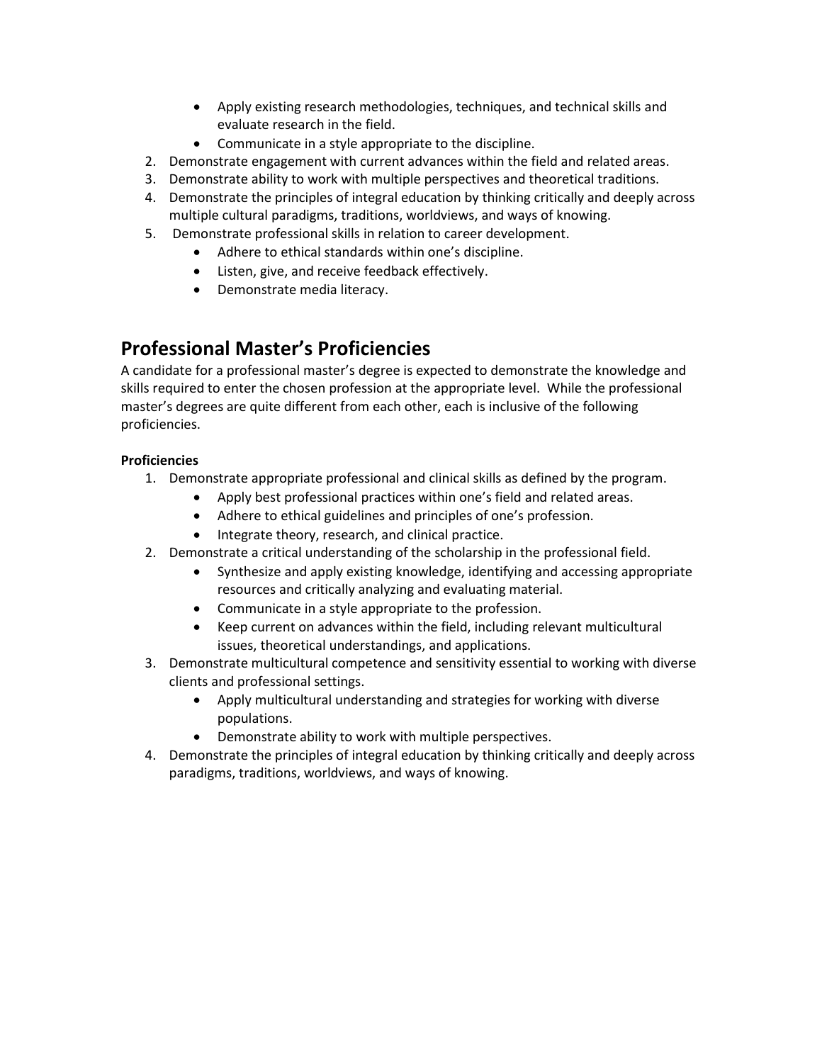- Apply existing research methodologies, techniques, and technical skills and evaluate research in the field.
- Communicate in a style appropriate to the discipline.

2. Demonstrate engagement with current advances within the field and related areas.
3. Demonstrate ability to work with multiple perspectives and theoretical traditions.
4. Demonstrate the principles of integral education by thinking critically and deeply across multiple cultural paradigms, traditions, worldviews, and ways of knowing.
5. Demonstrate professional skills in relation to career development.
    - Adhere to ethical standards within one's discipline.
    - Listen, give, and receive feedback effectively.
    - Demonstrate media literacy.

## Professional Master's Proficiencies

A candidate for a professional master's degree is expected to demonstrate the knowledge and skills required to enter the chosen profession at the appropriate level. While the professional master's degrees are quite different from each other, each is inclusive of the following proficiencies.

**Proficiencies**

1. Demonstrate appropriate professional and clinical skills as defined by the program.
    - Apply best professional practices within one's field and related areas.
    - Adhere to ethical guidelines and principles of one's profession.
    - Integrate theory, research, and clinical practice.
2. Demonstrate a critical understanding of the scholarship in the professional field.
    - Synthesize and apply existing knowledge, identifying and accessing appropriate resources and critically analyzing and evaluating material.
    - Communicate in a style appropriate to the profession.
    - Keep current on advances within the field, including relevant multicultural issues, theoretical understandings, and applications.
3. Demonstrate multicultural competence and sensitivity essential to working with diverse clients and professional settings.
    - Apply multicultural understanding and strategies for working with diverse populations.
    - Demonstrate ability to work with multiple perspectives.
4. Demonstrate the principles of integral education by thinking critically and deeply across paradigms, traditions, worldviews, and ways of knowing.